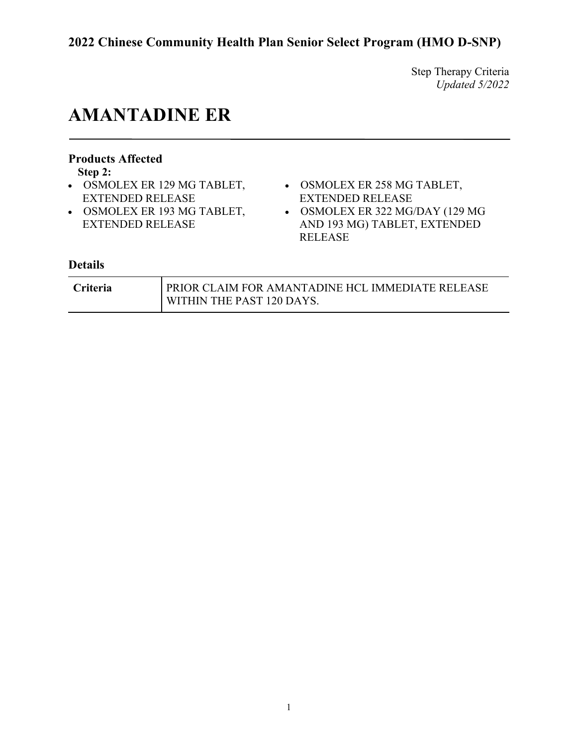**2022 Chinese Community Health Plan Senior Select Program (HMO D-SNP)**

Step Therapy Criteria
*Updated 5/2022*

# AMANTADINE ER

### Products Affected

**Step 2:**

- OSMOLEX ER 129 MG TABLET, EXTENDED RELEASE
- OSMOLEX ER 193 MG TABLET, EXTENDED RELEASE
- OSMOLEX ER 258 MG TABLET, EXTENDED RELEASE
- OSMOLEX ER 322 MG/DAY (129 MG AND 193 MG) TABLET, EXTENDED RELEASE

### Details

| | |
|---|---|
| **Criteria** | PRIOR CLAIM FOR AMANTADINE HCL IMMEDIATE RELEASE WITHIN THE PAST 120 DAYS. |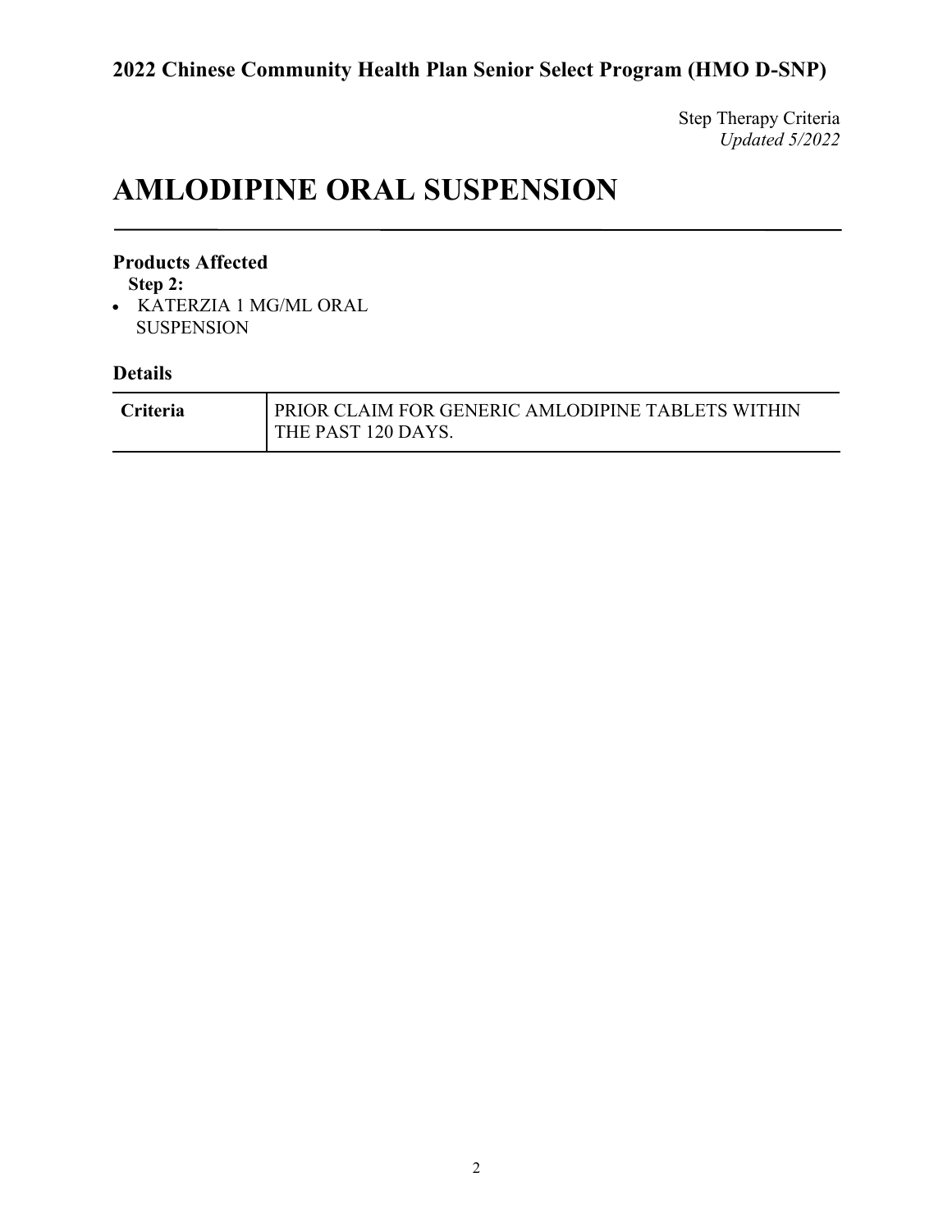Step Therapy Criteria
*Updated 5/2022*

# AMLODIPINE ORAL SUSPENSION

### Products Affected

**Step 2:**

- KATERZIA 1 MG/ML ORAL SUSPENSION

### Details

| **Criteria** | PRIOR CLAIM FOR GENERIC AMLODIPINE TABLETS WITHIN THE PAST 120 DAYS. |
|---|---|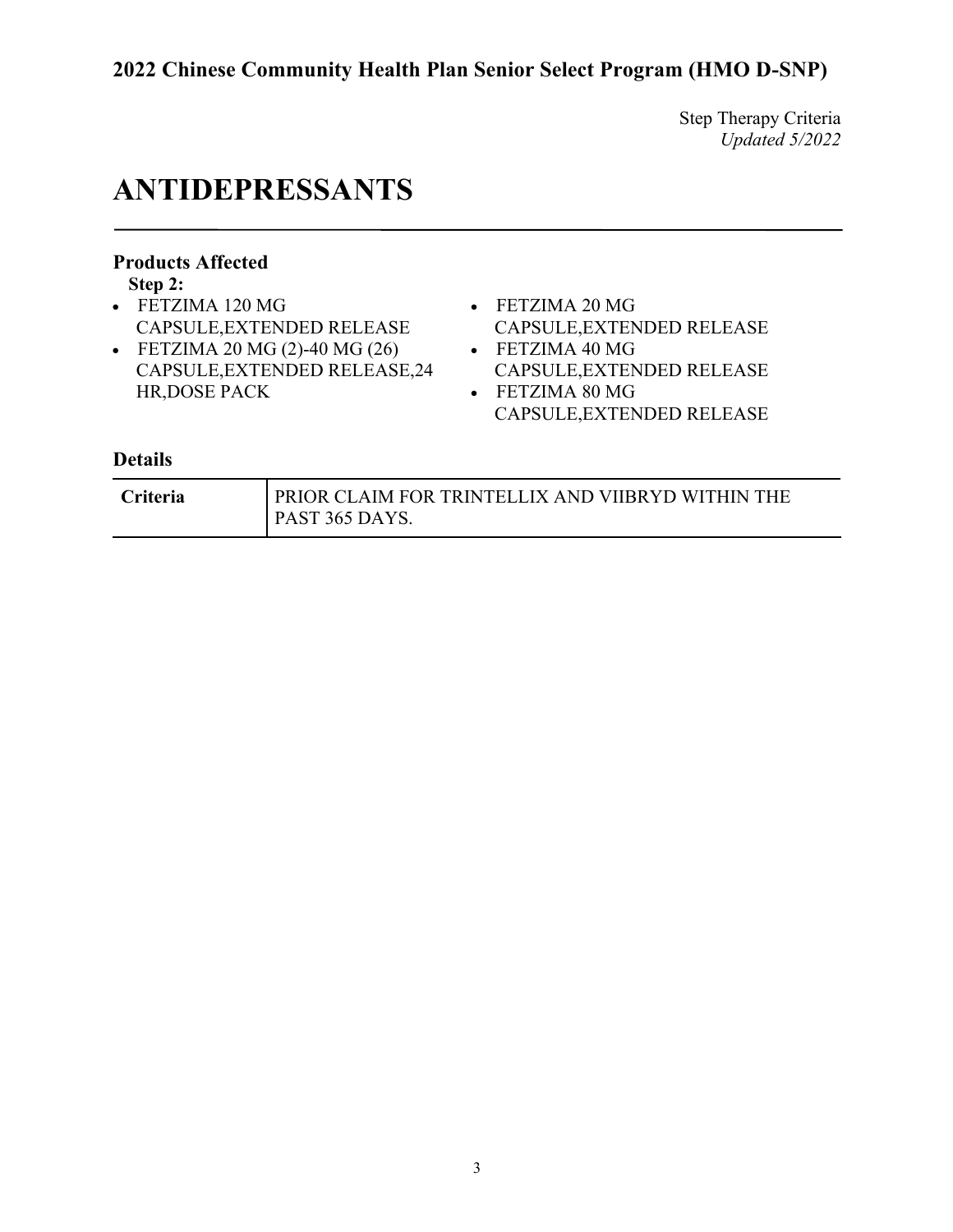Step Therapy Criteria
*Updated 5/2022*

# ANTIDEPRESSANTS

### Products Affected

**Step 2:**

- FETZIMA 120 MG CAPSULE,EXTENDED RELEASE
- FETZIMA 20 MG (2)-40 MG (26) CAPSULE,EXTENDED RELEASE,24 HR,DOSE PACK
- FETZIMA 20 MG CAPSULE,EXTENDED RELEASE
- FETZIMA 40 MG CAPSULE,EXTENDED RELEASE
- FETZIMA 80 MG CAPSULE,EXTENDED RELEASE

### Details

| | |
|---|---|
| **Criteria** | PRIOR CLAIM FOR TRINTELLIX AND VIIBRYD WITHIN THE PAST 365 DAYS. |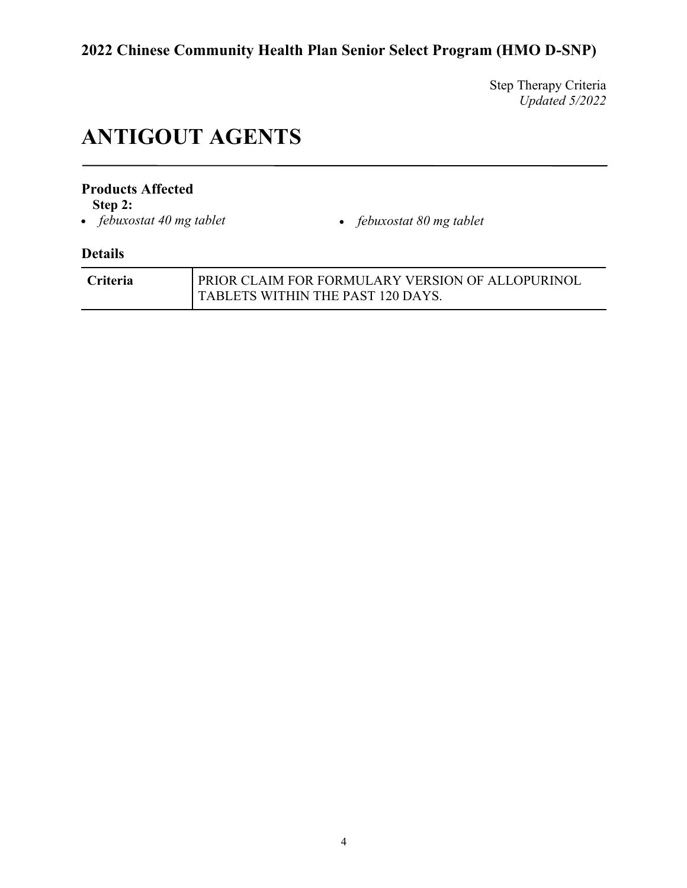Step Therapy Criteria
*Updated 5/2022*

# ANTIGOUT AGENTS

### Products Affected

**Step 2:**

- *febuxostat 40 mg tablet*
- *febuxostat 80 mg tablet*

### Details

| | |
|---|---|
| **Criteria** | PRIOR CLAIM FOR FORMULARY VERSION OF ALLOPURINOL TABLETS WITHIN THE PAST 120 DAYS. |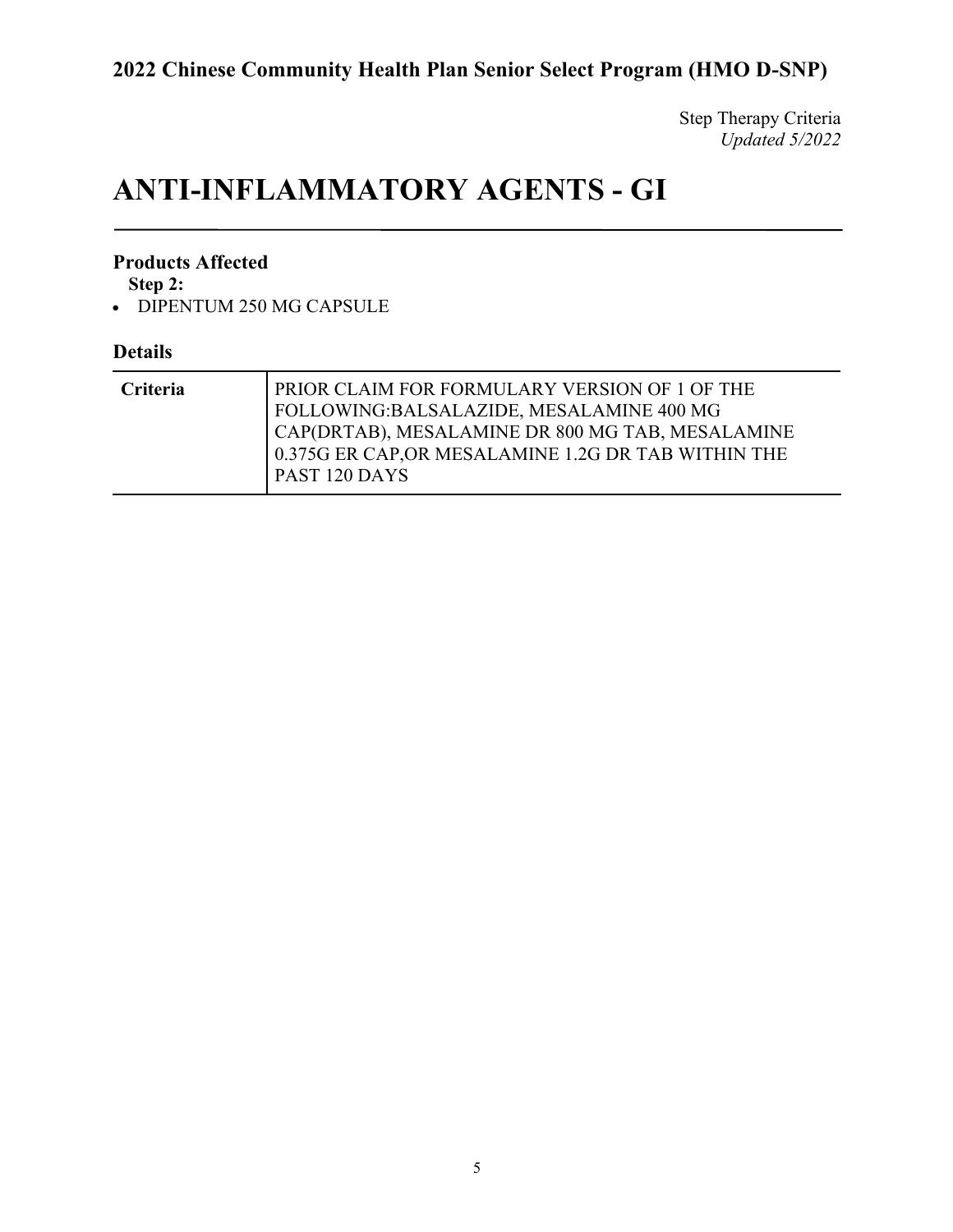Step Therapy Criteria
*Updated 5/2022*

# ANTI-INFLAMMATORY AGENTS - GI

### Products Affected

**Step 2:**

- DIPENTUM 250 MG CAPSULE

### Details

| | |
|---|---|
| **Criteria** | PRIOR CLAIM FOR FORMULARY VERSION OF 1 OF THE FOLLOWING:BALSALAZIDE, MESALAMINE 400 MG CAP(DRTAB), MESALAMINE DR 800 MG TAB, MESALAMINE 0.375G ER CAP,OR MESALAMINE 1.2G DR TAB WITHIN THE PAST 120 DAYS |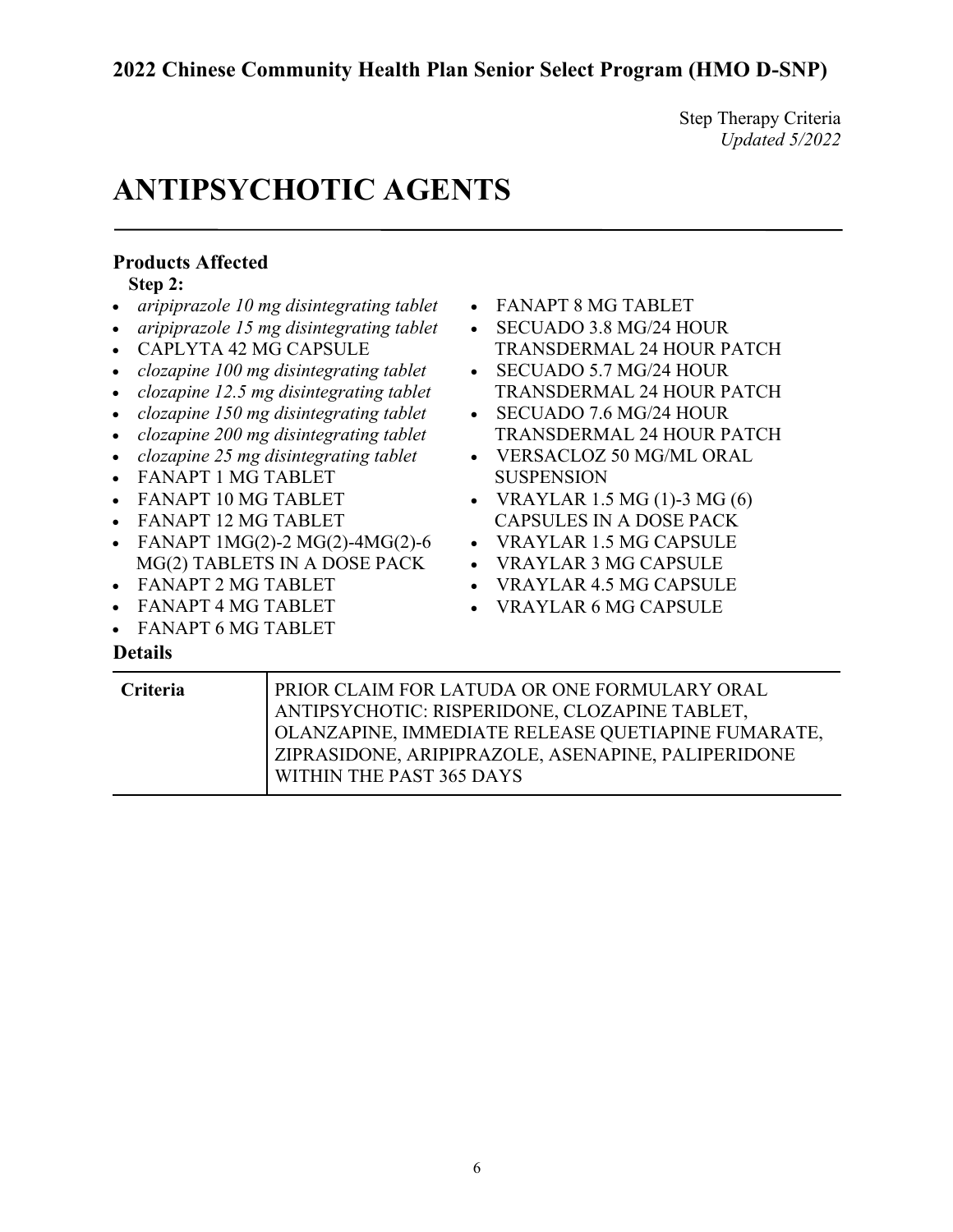# ANTIPSYCHOTIC AGENTS

### Products Affected

**Step 2:**

- *aripiprazole 10 mg disintegrating tablet*
- *aripiprazole 15 mg disintegrating tablet*
- CAPLYTA 42 MG CAPSULE
- *clozapine 100 mg disintegrating tablet*
- *clozapine 12.5 mg disintegrating tablet*
- *clozapine 150 mg disintegrating tablet*
- *clozapine 200 mg disintegrating tablet*
- *clozapine 25 mg disintegrating tablet*
- FANAPT 1 MG TABLET
- FANAPT 10 MG TABLET
- FANAPT 12 MG TABLET
- FANAPT 1MG(2)-2 MG(2)-4MG(2)-6 MG(2) TABLETS IN A DOSE PACK
- FANAPT 2 MG TABLET
- FANAPT 4 MG TABLET
- FANAPT 6 MG TABLET
- FANAPT 8 MG TABLET
- SECUADO 3.8 MG/24 HOUR TRANSDERMAL 24 HOUR PATCH
- SECUADO 5.7 MG/24 HOUR TRANSDERMAL 24 HOUR PATCH
- SECUADO 7.6 MG/24 HOUR TRANSDERMAL 24 HOUR PATCH
- VERSACLOZ 50 MG/ML ORAL SUSPENSION
- VRAYLAR 1.5 MG (1)-3 MG (6) CAPSULES IN A DOSE PACK
- VRAYLAR 1.5 MG CAPSULE
- VRAYLAR 3 MG CAPSULE
- VRAYLAR 4.5 MG CAPSULE
- VRAYLAR 6 MG CAPSULE

### Details

| | |
|---|---|
| **Criteria** | PRIOR CLAIM FOR LATUDA OR ONE FORMULARY ORAL ANTIPSYCHOTIC: RISPERIDONE, CLOZAPINE TABLET, OLANZAPINE, IMMEDIATE RELEASE QUETIAPINE FUMARATE, ZIPRASIDONE, ARIPIPRAZOLE, ASENAPINE, PALIPERIDONE WITHIN THE PAST 365 DAYS |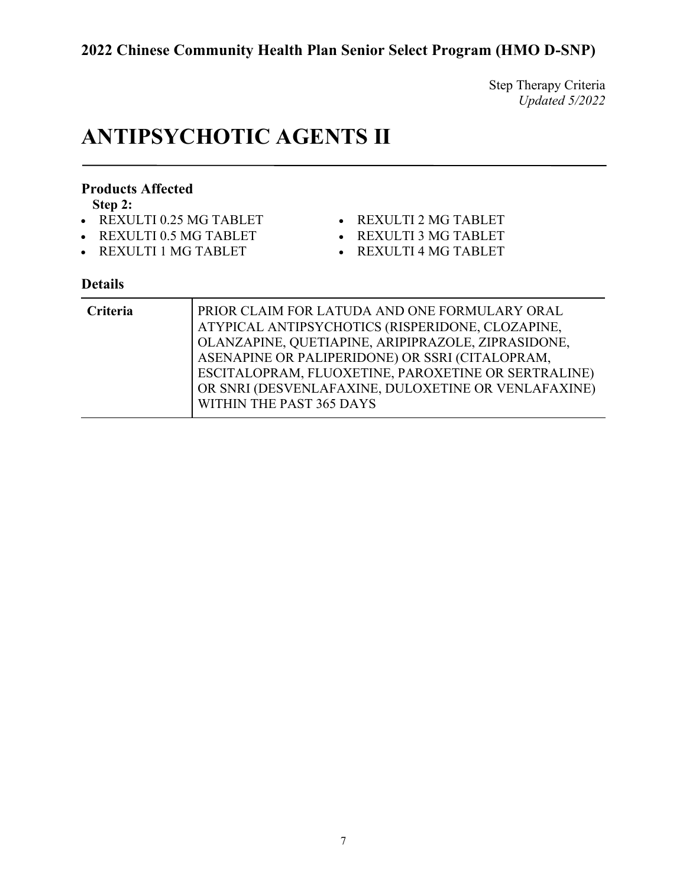Step Therapy Criteria
*Updated 5/2022*

# ANTIPSYCHOTIC AGENTS II

### Products Affected

**Step 2:**

- REXULTI 0.25 MG TABLET
- REXULTI 0.5 MG TABLET
- REXULTI 1 MG TABLET
- REXULTI 2 MG TABLET
- REXULTI 3 MG TABLET
- REXULTI 4 MG TABLET

### Details

| | |
|---|---|
| **Criteria** | PRIOR CLAIM FOR LATUDA AND ONE FORMULARY ORAL ATYPICAL ANTIPSYCHOTICS (RISPERIDONE, CLOZAPINE, OLANZAPINE, QUETIAPINE, ARIPIPRAZOLE, ZIPRASIDONE, ASENAPINE OR PALIPERIDONE) OR SSRI (CITALOPRAM, ESCITALOPRAM, FLUOXETINE, PAROXETINE OR SERTRALINE) OR SNRI (DESVENLAFAXINE, DULOXETINE OR VENLAFAXINE) WITHIN THE PAST 365 DAYS |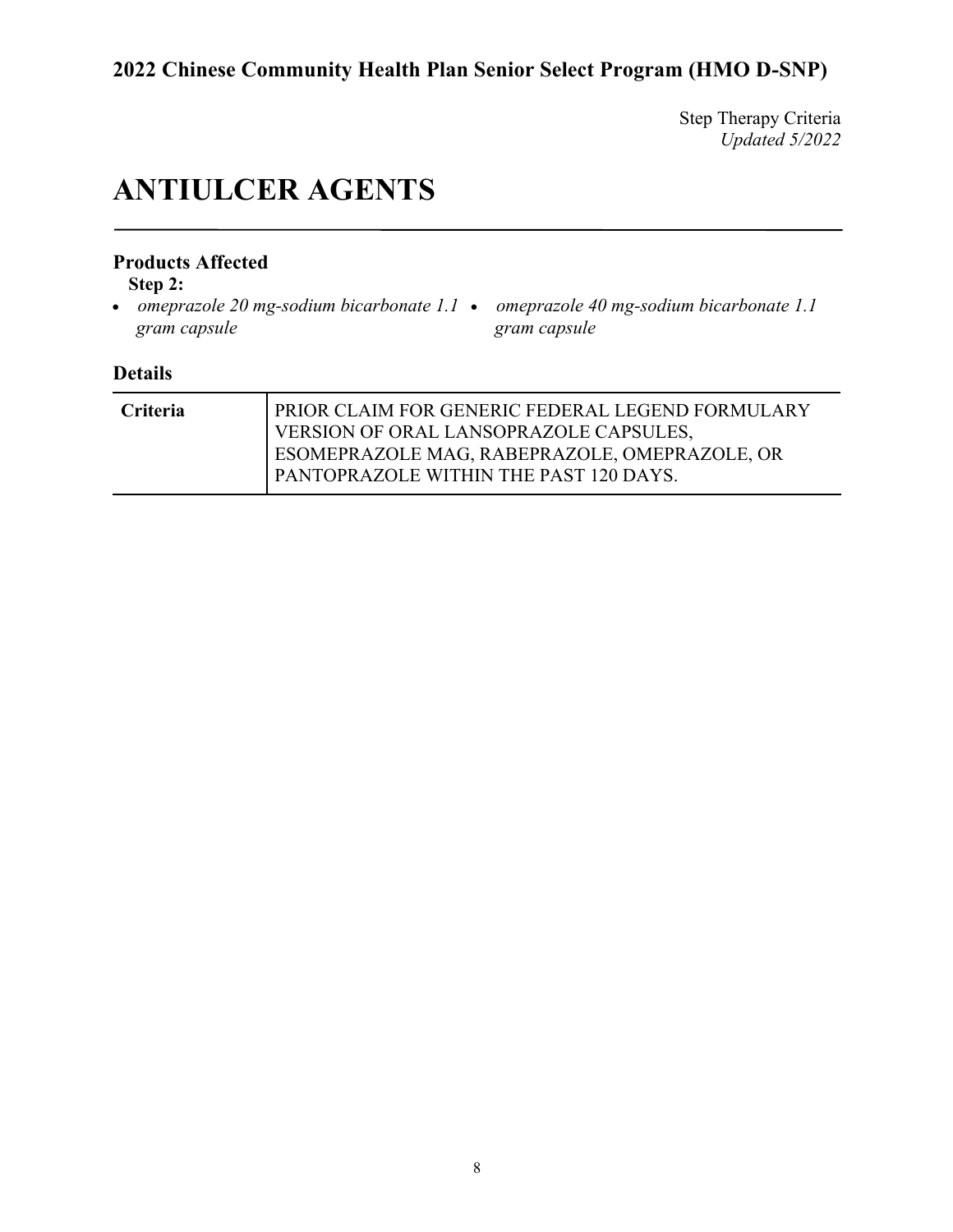Step Therapy Criteria
*Updated 5/2022*

# ANTIULCER AGENTS

### Products Affected

**Step 2:**

- *omeprazole 20 mg-sodium bicarbonate 1.1 gram capsule*
- *omeprazole 40 mg-sodium bicarbonate 1.1 gram capsule*

### Details

| | |
|---|---|
| **Criteria** | PRIOR CLAIM FOR GENERIC FEDERAL LEGEND FORMULARY VERSION OF ORAL LANSOPRAZOLE CAPSULES, ESOMEPRAZOLE MAG, RABEPRAZOLE, OMEPRAZOLE, OR PANTOPRAZOLE WITHIN THE PAST 120 DAYS. |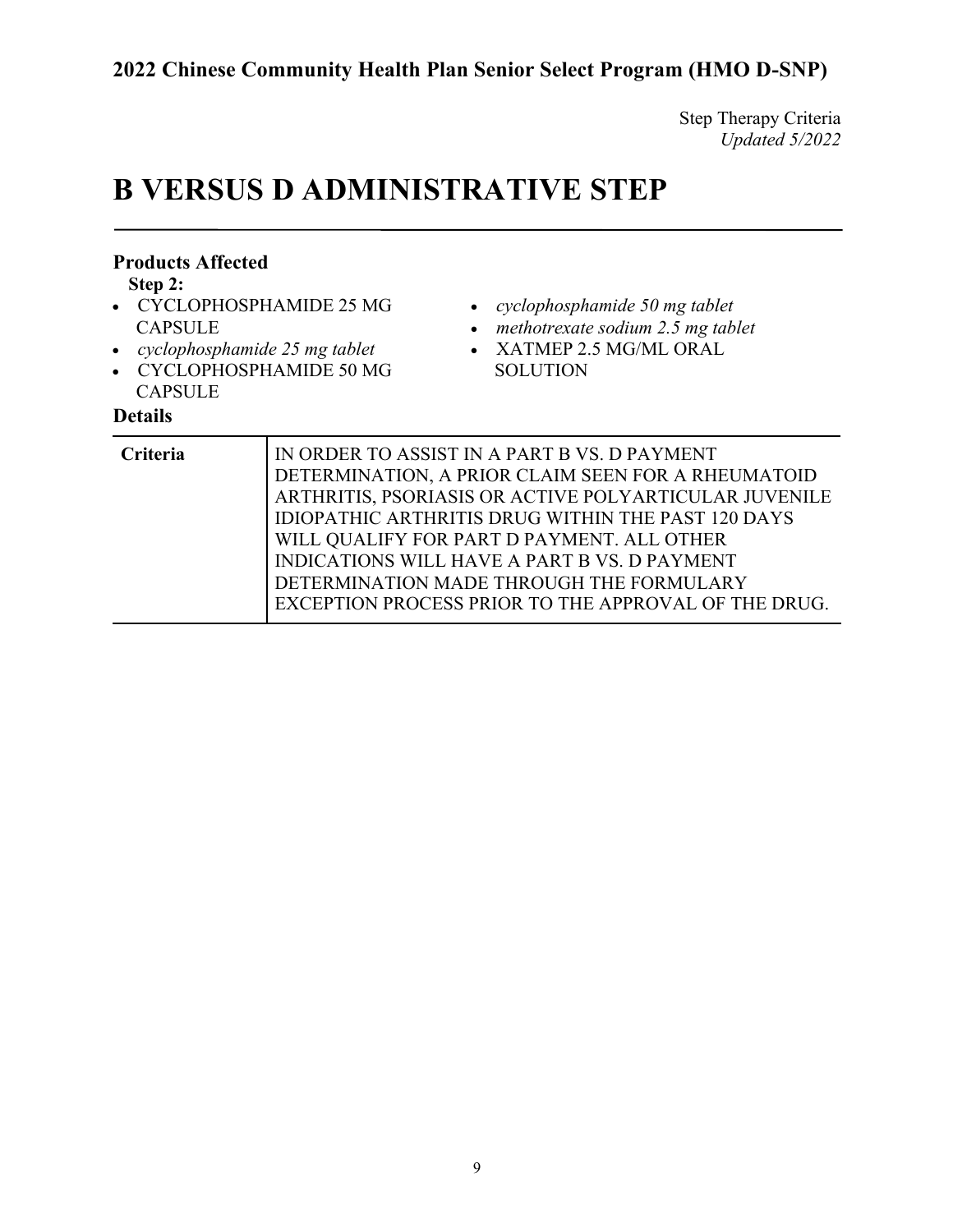Step Therapy Criteria
*Updated 5/2022*

# B VERSUS D ADMINISTRATIVE STEP

### Products Affected

**Step 2:**

- CYCLOPHOSPHAMIDE 25 MG CAPSULE
- *cyclophosphamide 25 mg tablet*
- CYCLOPHOSPHAMIDE 50 MG CAPSULE
- *cyclophosphamide 50 mg tablet*
- *methotrexate sodium 2.5 mg tablet*
- XATMEP 2.5 MG/ML ORAL SOLUTION

### Details

| | |
|---|---|
| **Criteria** | IN ORDER TO ASSIST IN A PART B VS. D PAYMENT DETERMINATION, A PRIOR CLAIM SEEN FOR A RHEUMATOID ARTHRITIS, PSORIASIS OR ACTIVE POLYARTICULAR JUVENILE IDIOPATHIC ARTHRITIS DRUG WITHIN THE PAST 120 DAYS WILL QUALIFY FOR PART D PAYMENT. ALL OTHER INDICATIONS WILL HAVE A PART B VS. D PAYMENT DETERMINATION MADE THROUGH THE FORMULARY EXCEPTION PROCESS PRIOR TO THE APPROVAL OF THE DRUG. |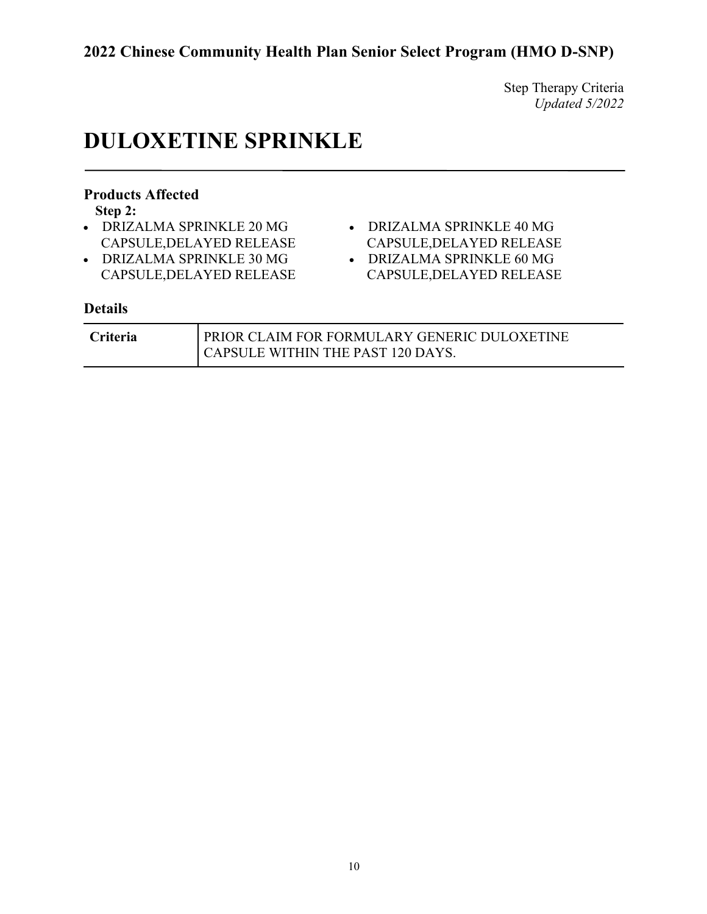Step Therapy Criteria
*Updated 5/2022*

# DULOXETINE SPRINKLE

### Products Affected

**Step 2:**

- DRIZALMA SPRINKLE 20 MG CAPSULE,DELAYED RELEASE
- DRIZALMA SPRINKLE 30 MG CAPSULE,DELAYED RELEASE
- DRIZALMA SPRINKLE 40 MG CAPSULE,DELAYED RELEASE
- DRIZALMA SPRINKLE 60 MG CAPSULE,DELAYED RELEASE

### Details

| | |
|---|---|
| **Criteria** | PRIOR CLAIM FOR FORMULARY GENERIC DULOXETINE CAPSULE WITHIN THE PAST 120 DAYS. |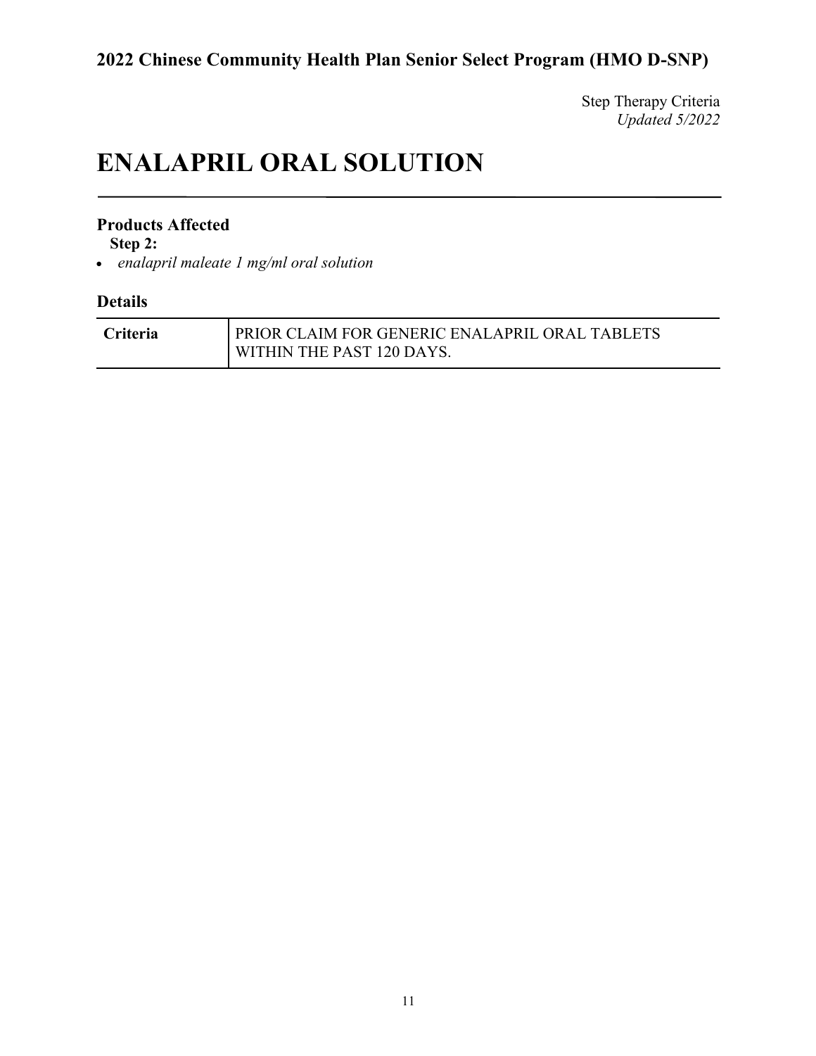Step Therapy Criteria
*Updated 5/2022*

# ENALAPRIL ORAL SOLUTION

### Products Affected

**Step 2:**

- *enalapril maleate 1 mg/ml oral solution*

### Details

| | |
|---|---|
| **Criteria** | PRIOR CLAIM FOR GENERIC ENALAPRIL ORAL TABLETS WITHIN THE PAST 120 DAYS. |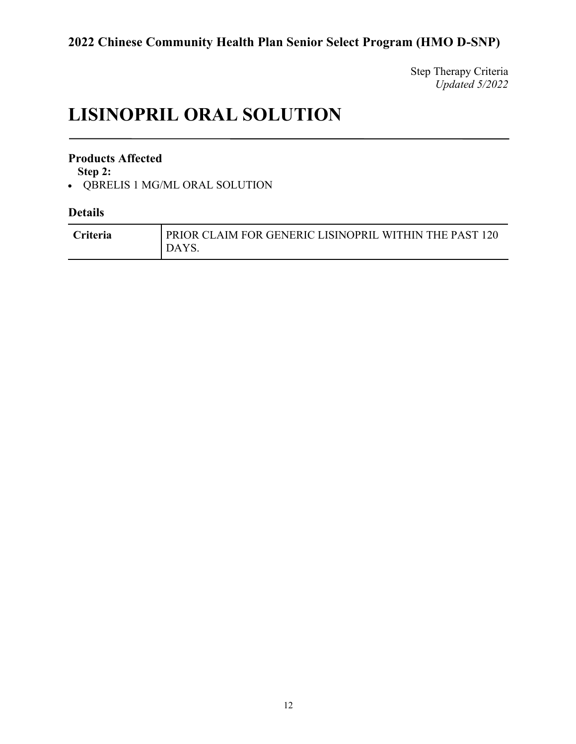# LISINOPRIL ORAL SOLUTION

### Products Affected

**Step 2:**

- QBRELIS 1 MG/ML ORAL SOLUTION

### Details

| | |
|---|---|
| **Criteria** | PRIOR CLAIM FOR GENERIC LISINOPRIL WITHIN THE PAST 120 DAYS. |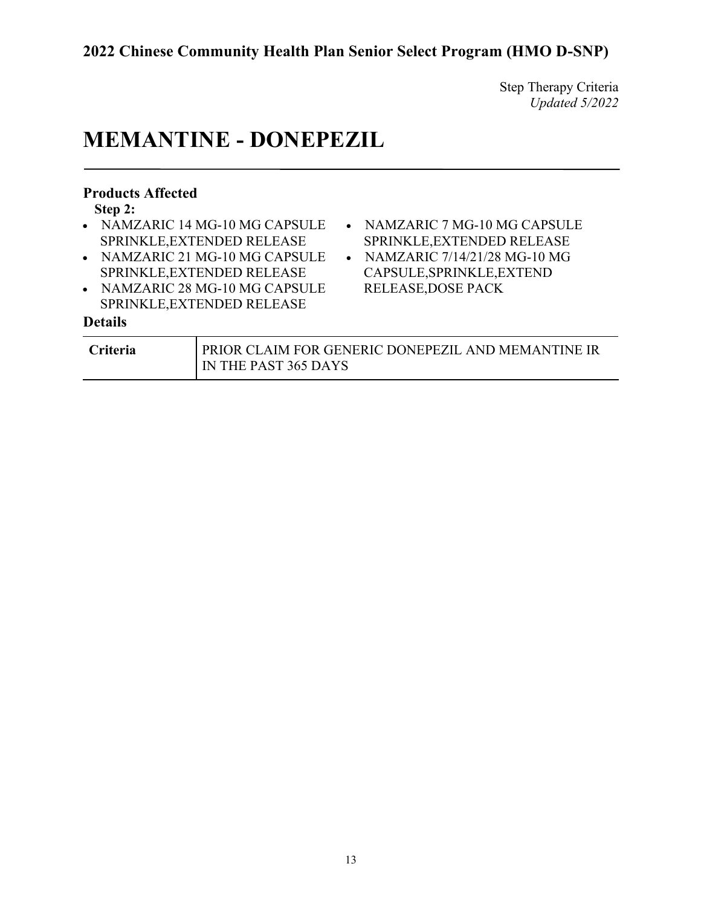# MEMANTINE - DONEPEZIL

### Products Affected

**Step 2:**

- NAMZARIC 14 MG-10 MG CAPSULE SPRINKLE,EXTENDED RELEASE
- NAMZARIC 21 MG-10 MG CAPSULE SPRINKLE,EXTENDED RELEASE
- NAMZARIC 28 MG-10 MG CAPSULE SPRINKLE,EXTENDED RELEASE
- NAMZARIC 7 MG-10 MG CAPSULE SPRINKLE,EXTENDED RELEASE
- NAMZARIC 7/14/21/28 MG-10 MG CAPSULE,SPRINKLE,EXTEND RELEASE,DOSE PACK

### Details

| | |
|---|---|
| **Criteria** | PRIOR CLAIM FOR GENERIC DONEPEZIL AND MEMANTINE IR IN THE PAST 365 DAYS |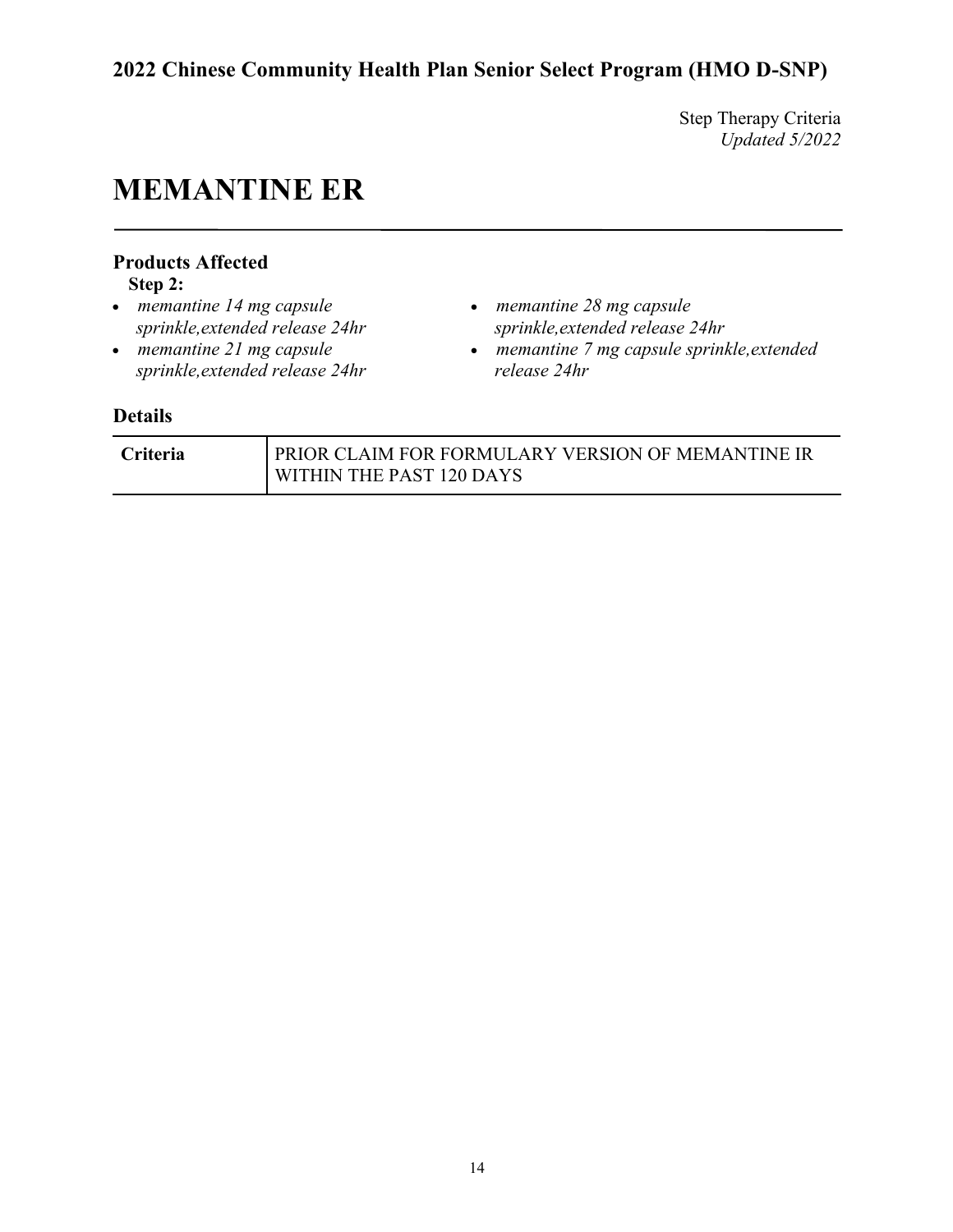Step Therapy Criteria
*Updated 5/2022*

# MEMANTINE ER

### Products Affected

**Step 2:**

- *memantine 14 mg capsule sprinkle,extended release 24hr*
- *memantine 21 mg capsule sprinkle,extended release 24hr*
- *memantine 28 mg capsule sprinkle,extended release 24hr*
- *memantine 7 mg capsule sprinkle,extended release 24hr*

### Details

| | |
|---|---|
| **Criteria** | PRIOR CLAIM FOR FORMULARY VERSION OF MEMANTINE IR WITHIN THE PAST 120 DAYS |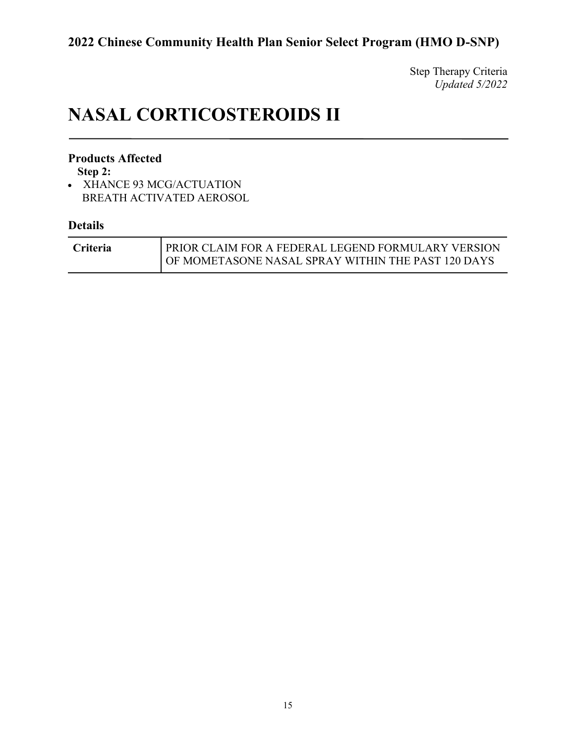Step Therapy Criteria
*Updated 5/2022*

# NASAL CORTICOSTEROIDS II

## Products Affected

**Step 2:**

- XHANCE 93 MCG/ACTUATION BREATH ACTIVATED AEROSOL

## Details

| | |
|---|---|
| **Criteria** | PRIOR CLAIM FOR A FEDERAL LEGEND FORMULARY VERSION OF MOMETASONE NASAL SPRAY WITHIN THE PAST 120 DAYS |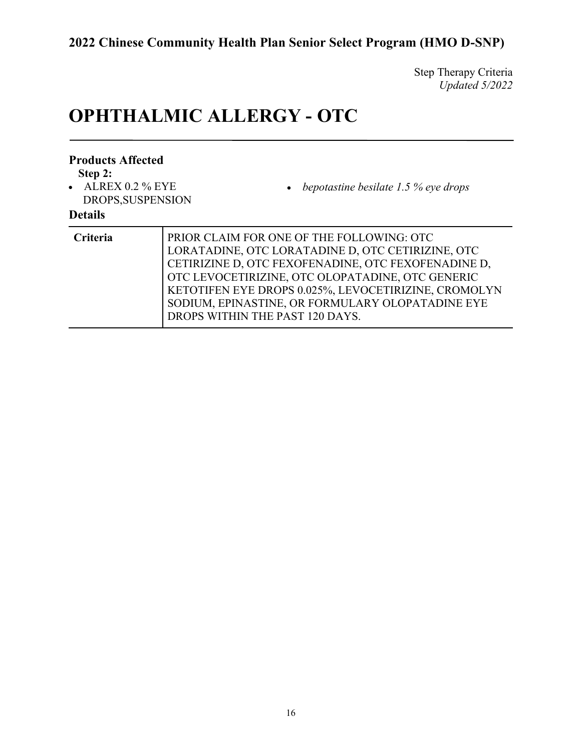Step Therapy Criteria
*Updated 5/2022*

# OPHTHALMIC ALLERGY - OTC

## Products Affected

**Step 2:**

- ALREX 0.2 % EYE DROPS,SUSPENSION
- *bepotastine besilate 1.5 % eye drops*

## Details

| | |
|---|---|
| **Criteria** | PRIOR CLAIM FOR ONE OF THE FOLLOWING: OTC LORATADINE, OTC LORATADINE D, OTC CETIRIZINE, OTC CETIRIZINE D, OTC FEXOFENADINE, OTC FEXOFENADINE D, OTC LEVOCETIRIZINE, OTC OLOPATADINE, OTC GENERIC KETOTIFEN EYE DROPS 0.025%, LEVOCETIRIZINE, CROMOLYN SODIUM, EPINASTINE, OR FORMULARY OLOPATADINE EYE DROPS WITHIN THE PAST 120 DAYS. |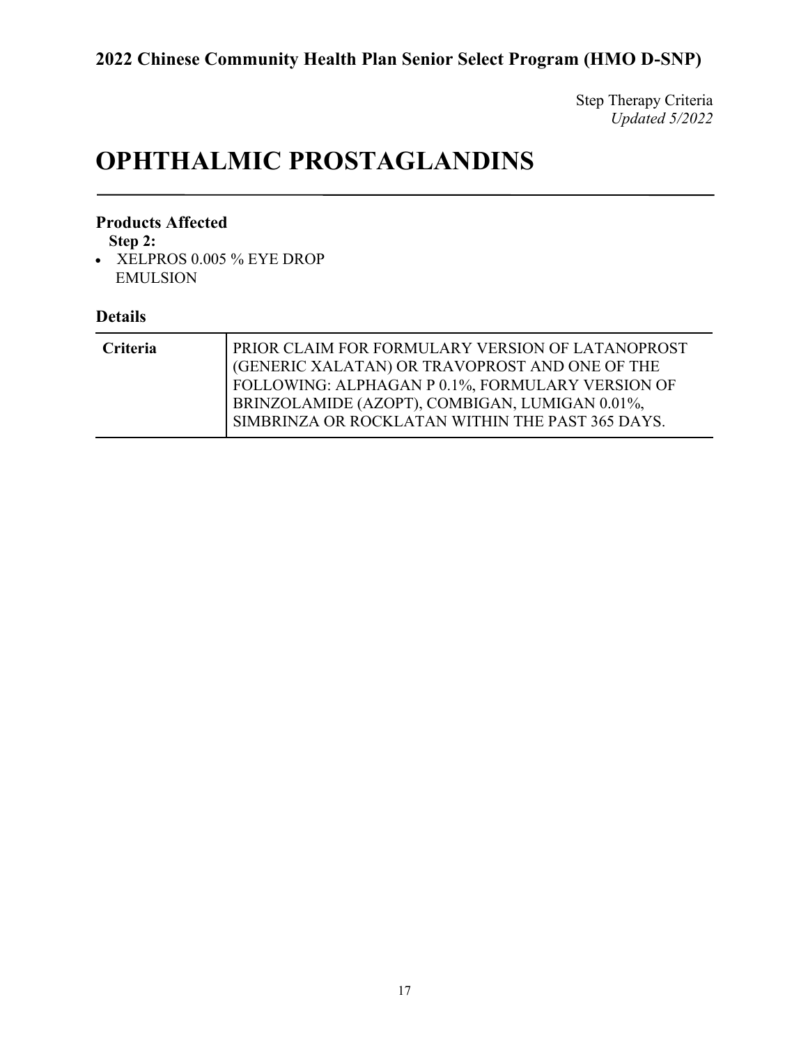Step Therapy Criteria
*Updated 5/2022*

# OPHTHALMIC PROSTAGLANDINS

### Products Affected

**Step 2:**

- XELPROS 0.005 % EYE DROP EMULSION

### Details

| | |
|---|---|
| **Criteria** | PRIOR CLAIM FOR FORMULARY VERSION OF LATANOPROST (GENERIC XALATAN) OR TRAVOPROST AND ONE OF THE FOLLOWING: ALPHAGAN P 0.1%, FORMULARY VERSION OF BRINZOLAMIDE (AZOPT), COMBIGAN, LUMIGAN 0.01%, SIMBRINZA OR ROCKLATAN WITHIN THE PAST 365 DAYS. |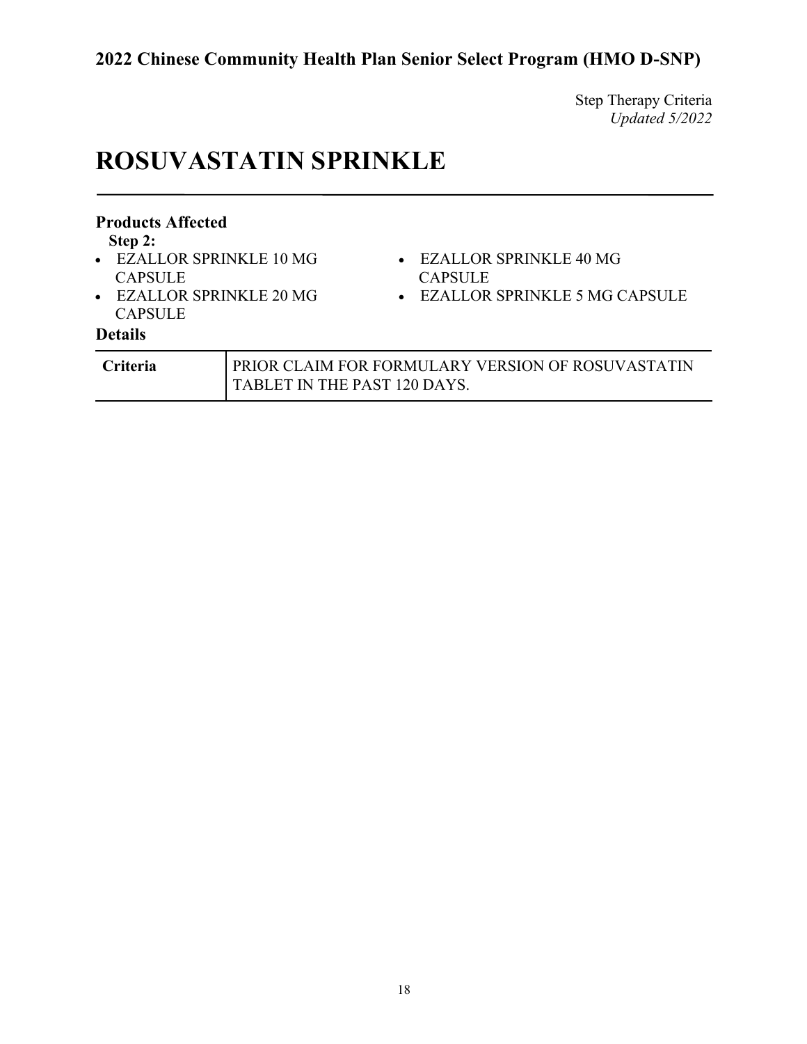Step Therapy Criteria
*Updated 5/2022*

# ROSUVASTATIN SPRINKLE

### Products Affected

**Step 2:**

- EZALLOR SPRINKLE 10 MG CAPSULE
- EZALLOR SPRINKLE 20 MG CAPSULE
- EZALLOR SPRINKLE 40 MG CAPSULE
- EZALLOR SPRINKLE 5 MG CAPSULE

### Details

| | |
|---|---|
| **Criteria** | PRIOR CLAIM FOR FORMULARY VERSION OF ROSUVASTATIN TABLET IN THE PAST 120 DAYS. |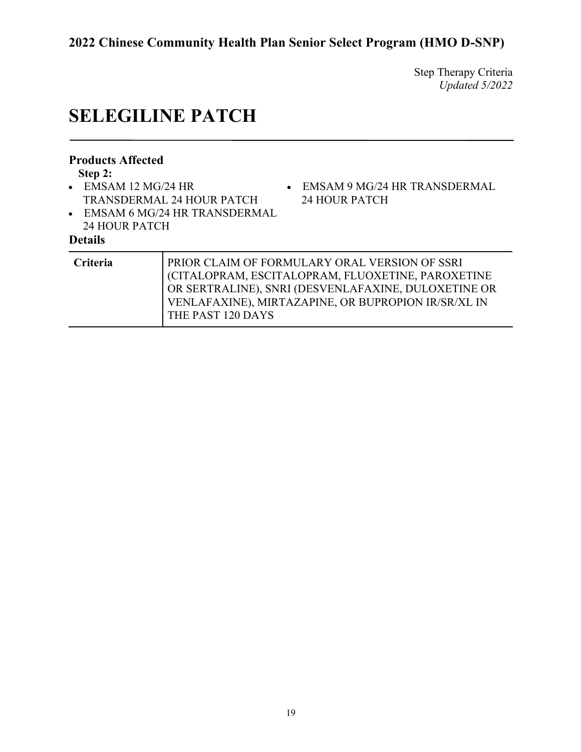Step Therapy Criteria
*Updated 5/2022*

# SELEGILINE PATCH

### Products Affected

**Step 2:**

- EMSAM 12 MG/24 HR TRANSDERMAL 24 HOUR PATCH
- EMSAM 6 MG/24 HR TRANSDERMAL 24 HOUR PATCH
- EMSAM 9 MG/24 HR TRANSDERMAL 24 HOUR PATCH

### Details

| | |
|---|---|
| **Criteria** | PRIOR CLAIM OF FORMULARY ORAL VERSION OF SSRI (CITALOPRAM, ESCITALOPRAM, FLUOXETINE, PAROXETINE OR SERTRALINE), SNRI (DESVENLAFAXINE, DULOXETINE OR VENLAFAXINE), MIRTAZAPINE, OR BUPROPION IR/SR/XL IN THE PAST 120 DAYS |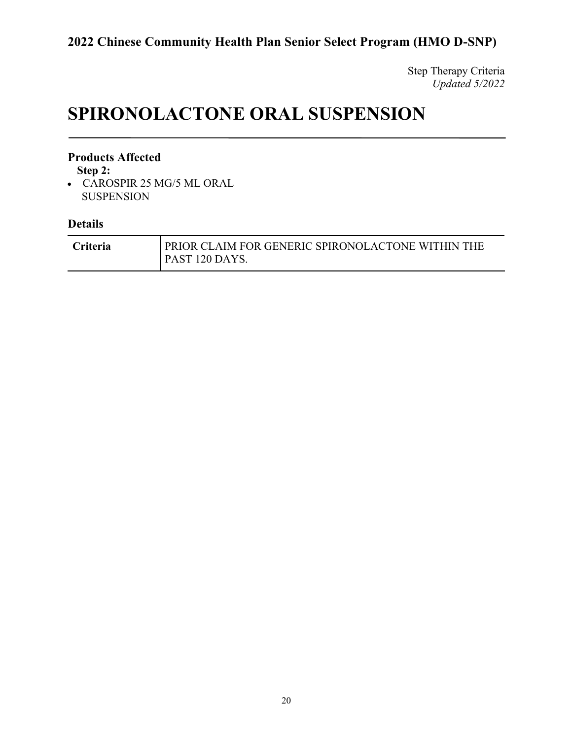Step Therapy Criteria
*Updated 5/2022*

# SPIRONOLACTONE ORAL SUSPENSION

### Products Affected

**Step 2:**

- CAROSPIR 25 MG/5 ML ORAL SUSPENSION

### Details

| | |
|---|---|
| **Criteria** | PRIOR CLAIM FOR GENERIC SPIRONOLACTONE WITHIN THE PAST 120 DAYS. |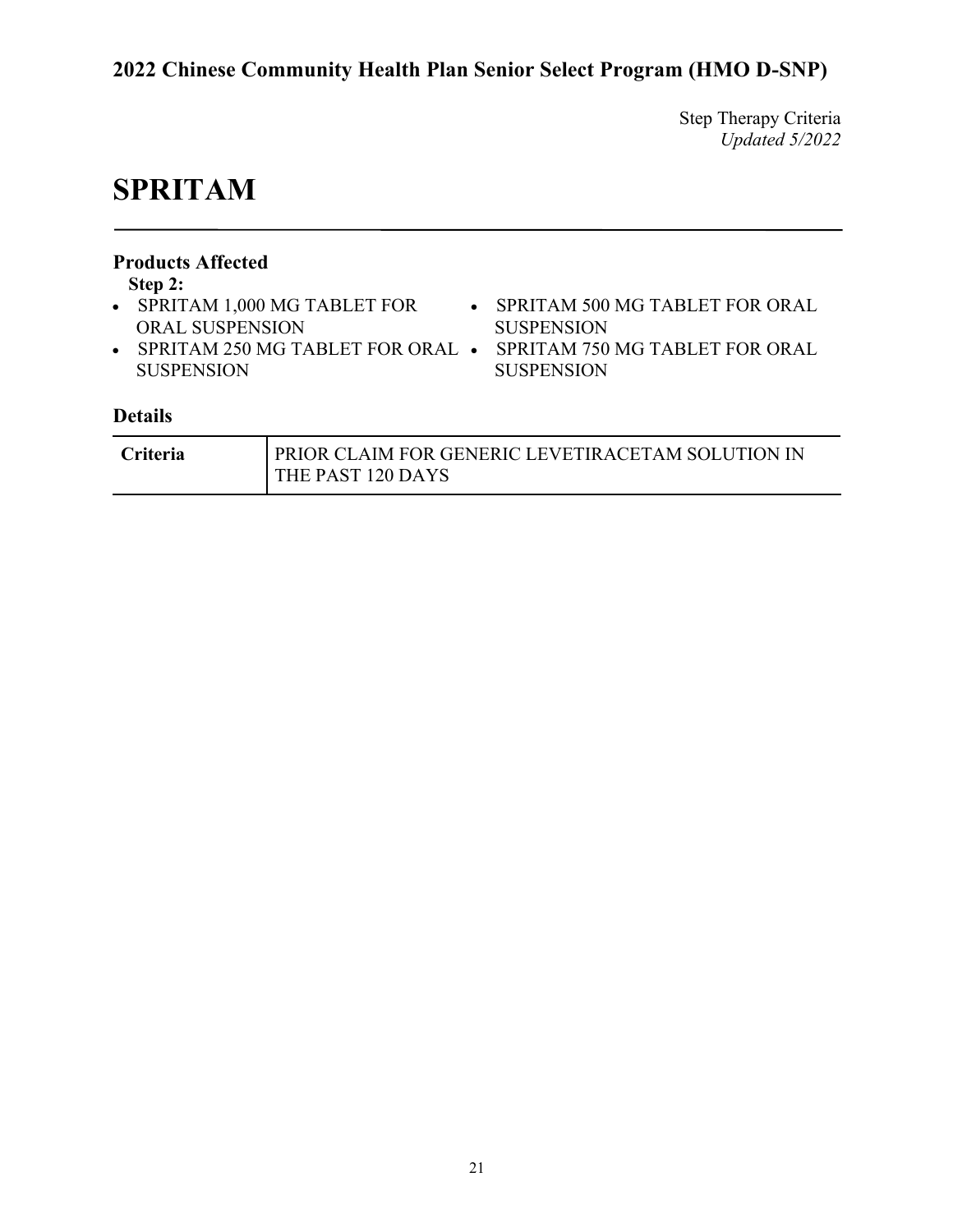Step Therapy Criteria
*Updated 5/2022*

# SPRITAM

### Products Affected

**Step 2:**

- SPRITAM 1,000 MG TABLET FOR ORAL SUSPENSION
- SPRITAM 250 MG TABLET FOR ORAL SUSPENSION
- SPRITAM 500 MG TABLET FOR ORAL SUSPENSION
- SPRITAM 750 MG TABLET FOR ORAL SUSPENSION

### Details

| Criteria | PRIOR CLAIM FOR GENERIC LEVETIRACETAM SOLUTION IN THE PAST 120 DAYS |
|---|---|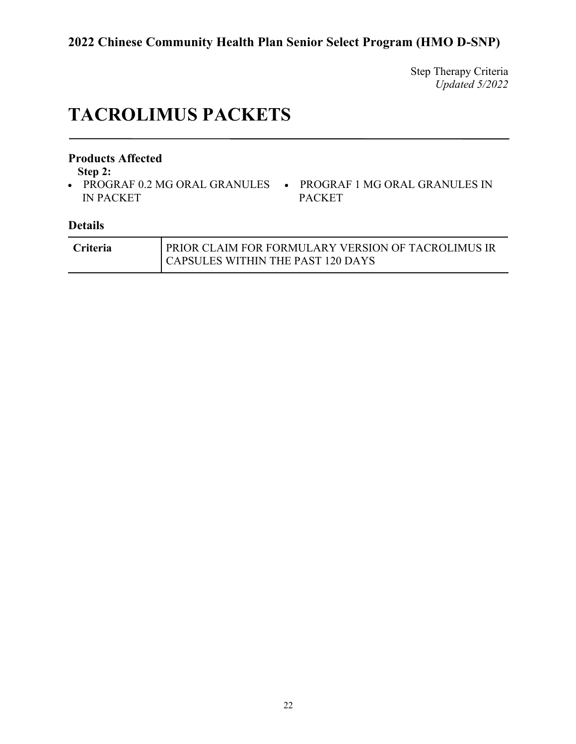# TACROLIMUS PACKETS

## Products Affected

**Step 2:**

- PROGRAF 0.2 MG ORAL GRANULES IN PACKET
- PROGRAF 1 MG ORAL GRANULES IN PACKET

## Details

| | |
|---|---|
| **Criteria** | PRIOR CLAIM FOR FORMULARY VERSION OF TACROLIMUS IR CAPSULES WITHIN THE PAST 120 DAYS |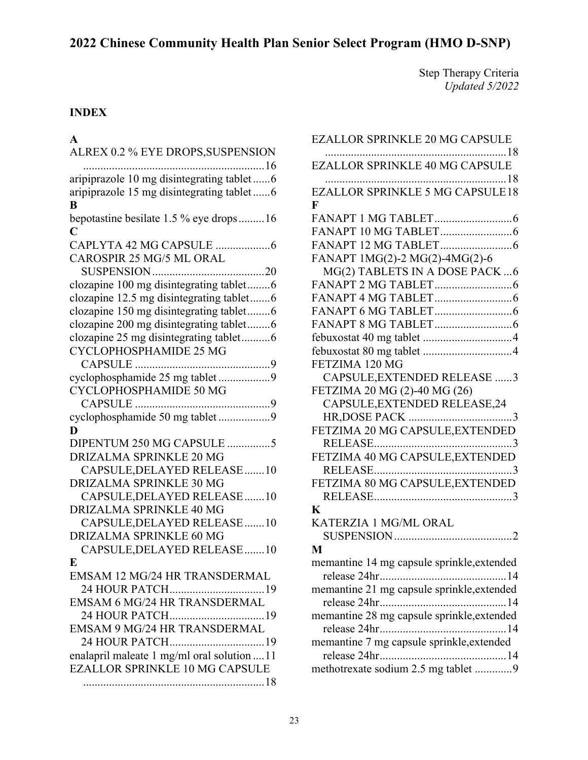# 2022 Chinese Community Health Plan Senior Select Program (HMO D-SNP)

Step Therapy Criteria
*Updated 5/2022*

## INDEX

**A**

ALREX 0.2 % EYE DROPS,SUSPENSION ....... 16
aripiprazole 10 mg disintegrating tablet ....... 6
aripiprazole 15 mg disintegrating tablet ....... 6

**B**

bepotastine besilate 1.5 % eye drops ....... 16

**C**

CAPLYTA 42 MG CAPSULE ....... 6
CAROSPIR 25 MG/5 ML ORAL SUSPENSION ....... 20
clozapine 100 mg disintegrating tablet ....... 6
clozapine 12.5 mg disintegrating tablet ....... 6
clozapine 150 mg disintegrating tablet ....... 6
clozapine 200 mg disintegrating tablet ....... 6
clozapine 25 mg disintegrating tablet ....... 6
CYCLOPHOSPHAMIDE 25 MG CAPSULE ....... 9
cyclophosphamide 25 mg tablet ....... 9
CYCLOPHOSPHAMIDE 50 MG CAPSULE ....... 9
cyclophosphamide 50 mg tablet ....... 9

**D**

DIPENTUM 250 MG CAPSULE ....... 5
DRIZALMA SPRINKLE 20 MG CAPSULE,DELAYED RELEASE ....... 10
DRIZALMA SPRINKLE 30 MG CAPSULE,DELAYED RELEASE ....... 10
DRIZALMA SPRINKLE 40 MG CAPSULE,DELAYED RELEASE ....... 10
DRIZALMA SPRINKLE 60 MG CAPSULE,DELAYED RELEASE ....... 10

**E**

EMSAM 12 MG/24 HR TRANSDERMAL 24 HOUR PATCH ....... 19
EMSAM 6 MG/24 HR TRANSDERMAL 24 HOUR PATCH ....... 19
EMSAM 9 MG/24 HR TRANSDERMAL 24 HOUR PATCH ....... 19
enalapril maleate 1 mg/ml oral solution ....... 11
EZALLOR SPRINKLE 10 MG CAPSULE ....... 18
EZALLOR SPRINKLE 20 MG CAPSULE ....... 18
EZALLOR SPRINKLE 40 MG CAPSULE ....... 18
EZALLOR SPRINKLE 5 MG CAPSULE ....... 18

**F**

FANAPT 1 MG TABLET ....... 6
FANAPT 10 MG TABLET ....... 6
FANAPT 12 MG TABLET ....... 6
FANAPT 1MG(2)-2 MG(2)-4MG(2)-6 MG(2) TABLETS IN A DOSE PACK ....... 6
FANAPT 2 MG TABLET ....... 6
FANAPT 4 MG TABLET ....... 6
FANAPT 6 MG TABLET ....... 6
FANAPT 8 MG TABLET ....... 6
febuxostat 40 mg tablet ....... 4
febuxostat 80 mg tablet ....... 4
FETZIMA 120 MG CAPSULE,EXTENDED RELEASE ....... 3
FETZIMA 20 MG (2)-40 MG (26) CAPSULE,EXTENDED RELEASE,24 HR,DOSE PACK ....... 3
FETZIMA 20 MG CAPSULE,EXTENDED RELEASE ....... 3
FETZIMA 40 MG CAPSULE,EXTENDED RELEASE ....... 3
FETZIMA 80 MG CAPSULE,EXTENDED RELEASE ....... 3

**K**

KATERZIA 1 MG/ML ORAL SUSPENSION ....... 2

**M**

memantine 14 mg capsule sprinkle,extended release 24hr ....... 14
memantine 21 mg capsule sprinkle,extended release 24hr ....... 14
memantine 28 mg capsule sprinkle,extended release 24hr ....... 14
memantine 7 mg capsule sprinkle,extended release 24hr ....... 14
methotrexate sodium 2.5 mg tablet ....... 9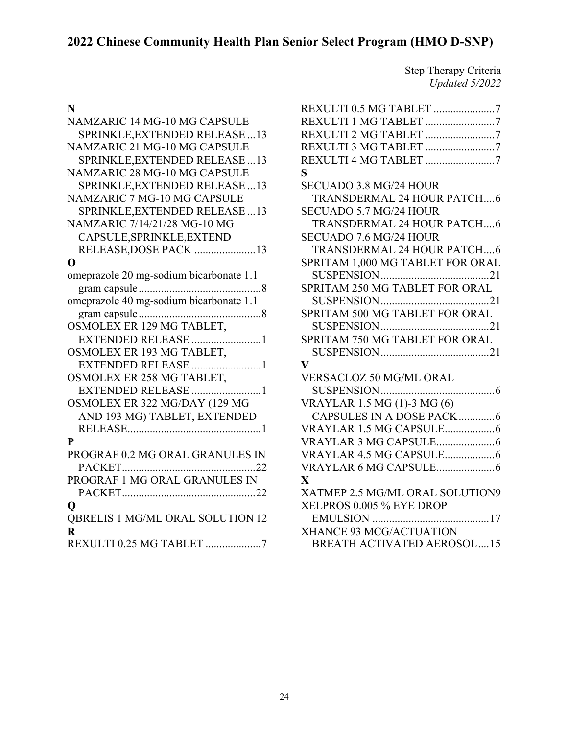N

NAMZARIC 14 MG-10 MG CAPSULE SPRINKLE,EXTENDED RELEASE ...13
NAMZARIC 21 MG-10 MG CAPSULE SPRINKLE,EXTENDED RELEASE ...13
NAMZARIC 28 MG-10 MG CAPSULE SPRINKLE,EXTENDED RELEASE ...13
NAMZARIC 7 MG-10 MG CAPSULE SPRINKLE,EXTENDED RELEASE ...13
NAMZARIC 7/14/21/28 MG-10 MG CAPSULE,SPRINKLE,EXTEND RELEASE,DOSE PACK ......................13

O

omeprazole 20 mg-sodium bicarbonate 1.1 gram capsule ............................................8
omeprazole 40 mg-sodium bicarbonate 1.1 gram capsule ............................................8
OSMOLEX ER 129 MG TABLET, EXTENDED RELEASE .........................1
OSMOLEX ER 193 MG TABLET, EXTENDED RELEASE .........................1
OSMOLEX ER 258 MG TABLET, EXTENDED RELEASE .........................1
OSMOLEX ER 322 MG/DAY (129 MG AND 193 MG) TABLET, EXTENDED RELEASE................................................1

P

PROGRAF 0.2 MG ORAL GRANULES IN PACKET................................................22
PROGRAF 1 MG ORAL GRANULES IN PACKET................................................22

Q

QBRELIS 1 MG/ML ORAL SOLUTION 12

R

REXULTI 0.25 MG TABLET ....................7
REXULTI 0.5 MG TABLET ......................7
REXULTI 1 MG TABLET .........................7
REXULTI 2 MG TABLET .........................7
REXULTI 3 MG TABLET .........................7
REXULTI 4 MG TABLET .........................7

S

SECUADO 3.8 MG/24 HOUR TRANSDERMAL 24 HOUR PATCH....6
SECUADO 5.7 MG/24 HOUR TRANSDERMAL 24 HOUR PATCH....6
SECUADO 7.6 MG/24 HOUR TRANSDERMAL 24 HOUR PATCH....6
SPRITAM 1,000 MG TABLET FOR ORAL SUSPENSION.......................................21
SPRITAM 250 MG TABLET FOR ORAL SUSPENSION.......................................21
SPRITAM 500 MG TABLET FOR ORAL SUSPENSION.......................................21
SPRITAM 750 MG TABLET FOR ORAL SUSPENSION.......................................21

V

VERSACLOZ 50 MG/ML ORAL SUSPENSION.........................................6
VRAYLAR 1.5 MG (1)-3 MG (6) CAPSULES IN A DOSE PACK.............6
VRAYLAR 1.5 MG CAPSULE..................6
VRAYLAR 3 MG CAPSULE.....................6
VRAYLAR 4.5 MG CAPSULE..................6
VRAYLAR 6 MG CAPSULE.....................6

X

XATMEP 2.5 MG/ML ORAL SOLUTION9
XELPROS 0.005 % EYE DROP EMULSION ..........................................17
XHANCE 93 MCG/ACTUATION BREATH ACTIVATED AEROSOL....15